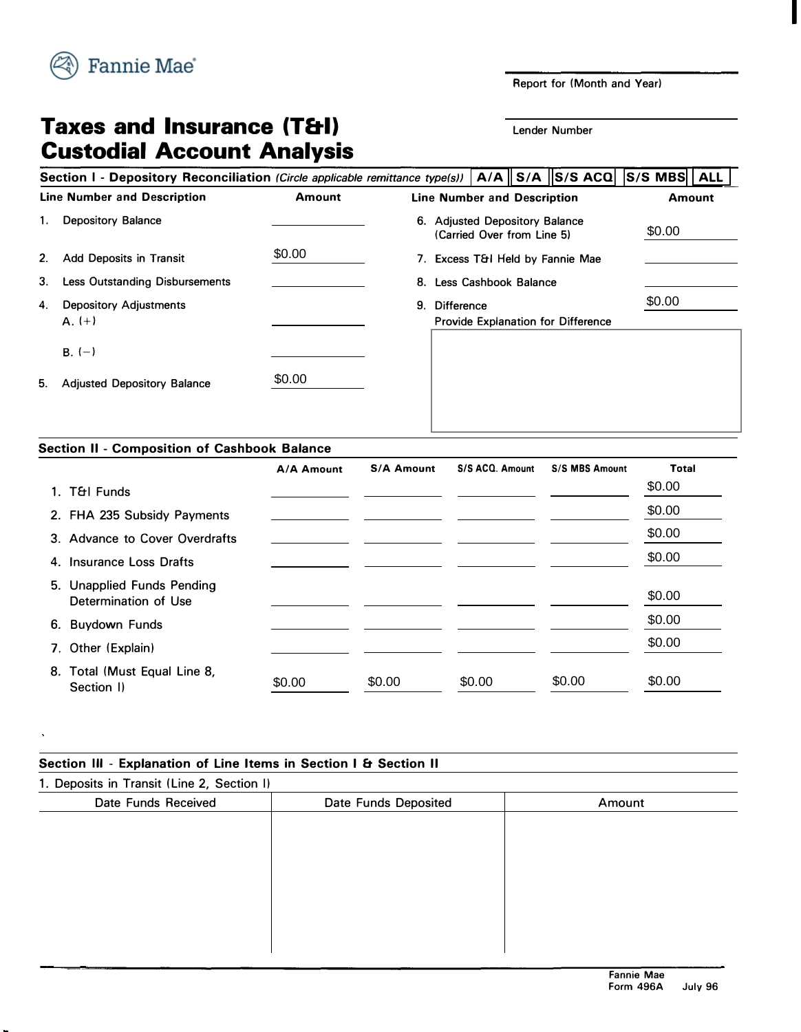Fannie Mae

Report for (Month and Year)

Lender Number

# Taxes and Insurance (T&I) Custodial Account Analysis

## Section I - Depository Reconciliation *(Circle applicable remittance type(s))* A/A | S/A | S/S ACQ | S/S MBS | ALL

| Line Number and Description | Amount | Line Number and Description | Amount |
|---|---|---|---|
| 1. Depository Balance | | 6. Adjusted Depository Balance (Carried Over from Line 5) | $0.00 |
| 2. Add Deposits in Transit | $0.00 | 7. Excess T&I Held by Fannie Mae | |
| 3. Less Outstanding Disbursements | | 8. Less Cashbook Balance | |
| 4. Depository Adjustments A. (+) | | 9. Difference | $0.00 |
| B. (−) | | Provide Explanation for Difference | |
| 5. Adjusted Depository Balance | $0.00 | | |

## Section II - Composition of Cashbook Balance

| | A/A Amount | S/A Amount | S/S ACQ. Amount | S/S MBS Amount | Total |
|---|---|---|---|---|---|
| 1. T&I Funds | | | | | $0.00 |
| 2. FHA 235 Subsidy Payments | | | | | $0.00 |
| 3. Advance to Cover Overdrafts | | | | | $0.00 |
| 4. Insurance Loss Drafts | | | | | $0.00 |
| 5. Unapplied Funds Pending Determination of Use | | | | | $0.00 |
| 6. Buydown Funds | | | | | $0.00 |
| 7. Other (Explain) | | | | | $0.00 |
| 8. Total (Must Equal Line 8, Section I) | $0.00 | $0.00 | $0.00 | $0.00 | $0.00 |

## Section III - Explanation of Line Items in Section I & Section II

1. Deposits in Transit (Line 2, Section I)

| Date Funds Received | Date Funds Deposited | Amount |
|---|---|---|
| | | |

Fannie Mae
Form 496A July 96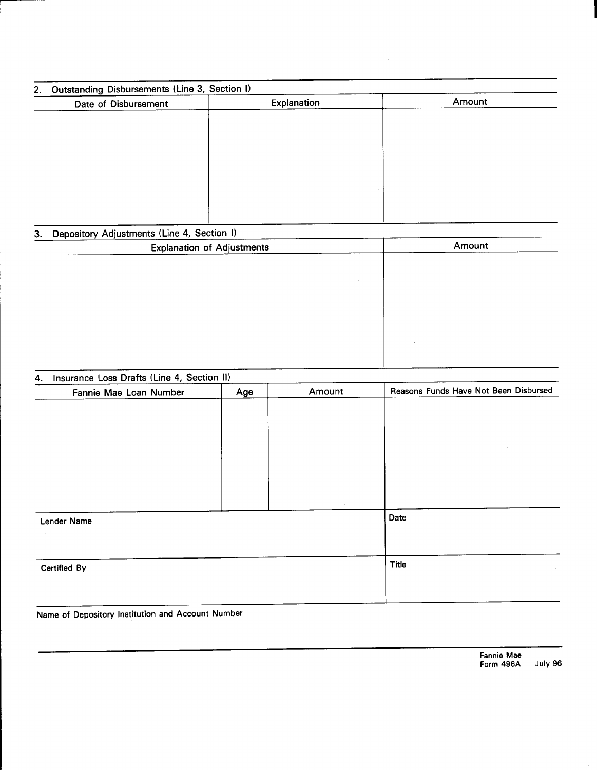## 2. Outstanding Disbursements (Line 3, Section I)

| Date of Disbursement | Explanation | Amount |
| --- | --- | --- |
| | | |

## 3. Depository Adjustments (Line 4, Section I)

| Explanation of Adjustments | Amount |
| --- | --- |
| | |

## 4. Insurance Loss Drafts (Line 4, Section II)

| Fannie Mae Loan Number | Age | Amount | Reasons Funds Have Not Been Disbursed |
| --- | --- | --- | --- |
| | | | |

| Lender Name | Date |
| --- | --- |
| | |
| **Certified By** | **Title** |
| | |

Name of Depository Institution and Account Number

Fannie Mae
Form 496A July 96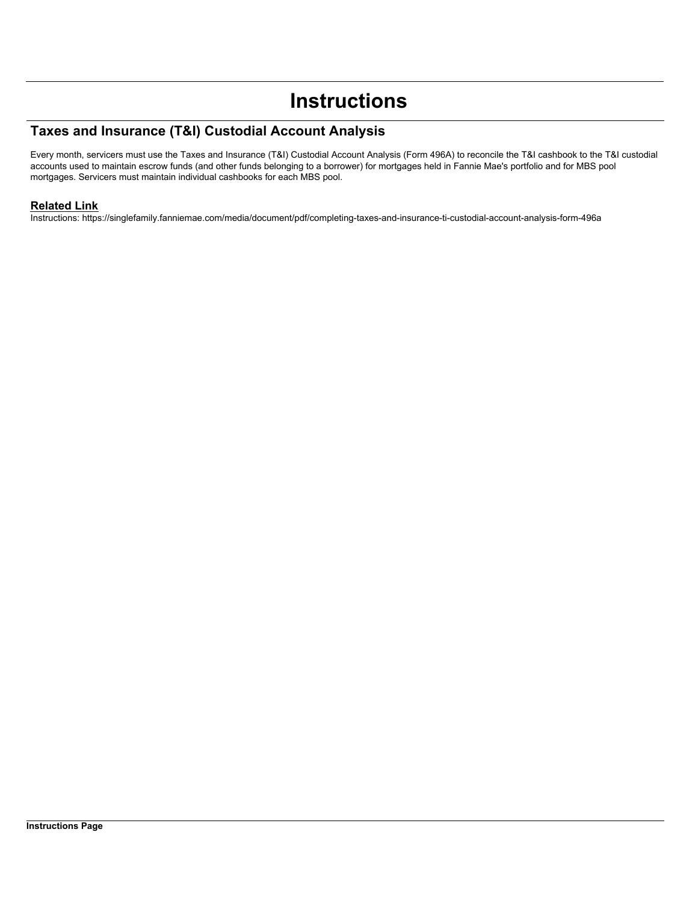# Instructions

## Taxes and Insurance (T&I) Custodial Account Analysis

Every month, servicers must use the Taxes and Insurance (T&I) Custodial Account Analysis (Form 496A) to reconcile the T&I cashbook to the T&I custodial accounts used to maintain escrow funds (and other funds belonging to a borrower) for mortgages held in Fannie Mae's portfolio and for MBS pool mortgages. Servicers must maintain individual cashbooks for each MBS pool.

**Related Link**

Instructions: https://singlefamily.fanniemae.com/media/document/pdf/completing-taxes-and-insurance-ti-custodial-account-analysis-form-496a